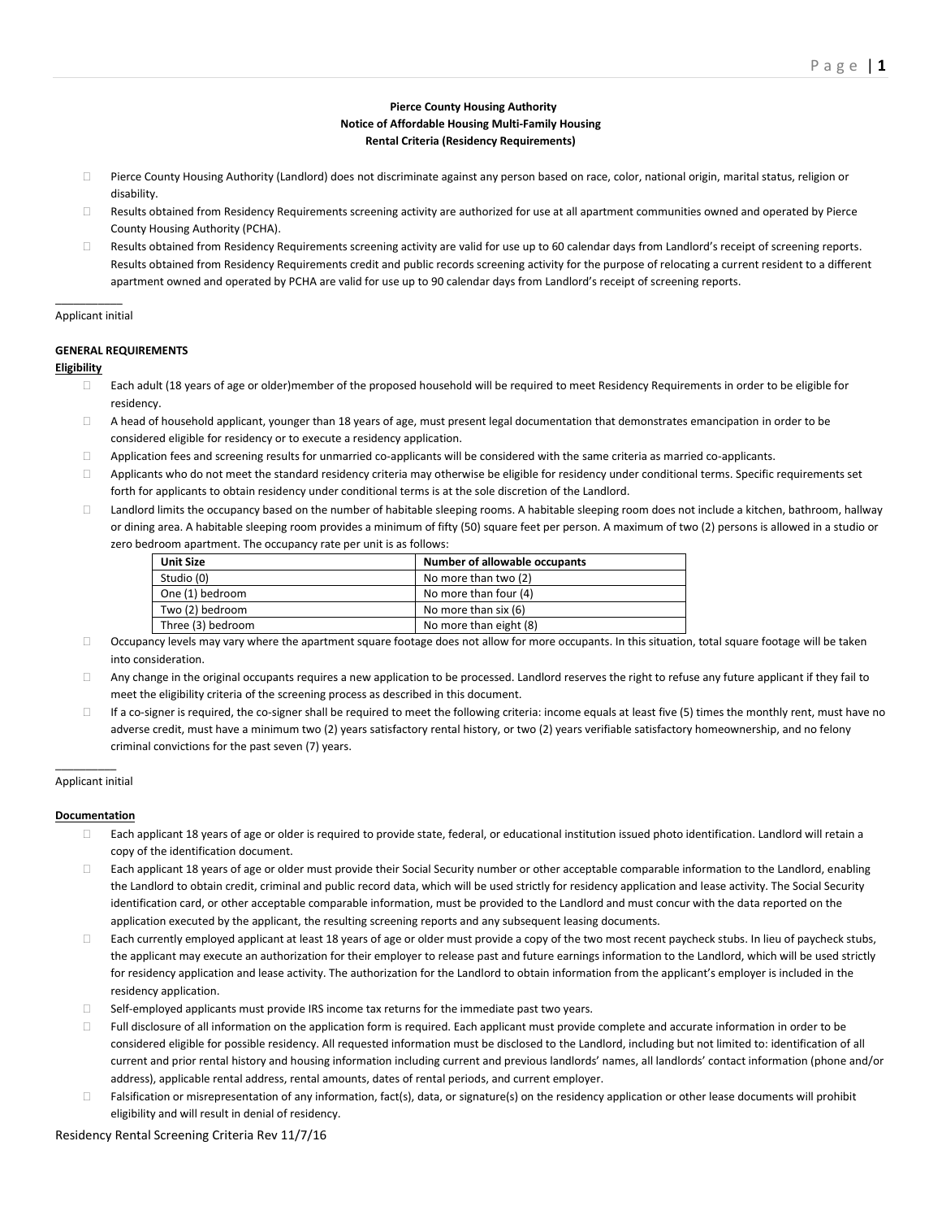**Pierce County Housing Authority**
**Notice of Affordable Housing Multi-Family Housing**
**Rental Criteria (Residency Requirements)**

- Pierce County Housing Authority (Landlord) does not discriminate against any person based on race, color, national origin, marital status, religion or disability.
- Results obtained from Residency Requirements screening activity are authorized for use at all apartment communities owned and operated by Pierce County Housing Authority (PCHA).
- Results obtained from Residency Requirements screening activity are valid for use up to 60 calendar days from Landlord's receipt of screening reports. Results obtained from Residency Requirements credit and public records screening activity for the purpose of relocating a current resident to a different apartment owned and operated by PCHA are valid for use up to 90 calendar days from Landlord's receipt of screening reports.

___________
Applicant initial

**GENERAL REQUIREMENTS**

**Eligibility**

- Each adult (18 years of age or older)member of the proposed household will be required to meet Residency Requirements in order to be eligible for residency.
- A head of household applicant, younger than 18 years of age, must present legal documentation that demonstrates emancipation in order to be considered eligible for residency or to execute a residency application.
- Application fees and screening results for unmarried co-applicants will be considered with the same criteria as married co-applicants.
- Applicants who do not meet the standard residency criteria may otherwise be eligible for residency under conditional terms. Specific requirements set forth for applicants to obtain residency under conditional terms is at the sole discretion of the Landlord.
- Landlord limits the occupancy based on the number of habitable sleeping rooms. A habitable sleeping room does not include a kitchen, bathroom, hallway or dining area. A habitable sleeping room provides a minimum of fifty (50) square feet per person. A maximum of two (2) persons is allowed in a studio or zero bedroom apartment. The occupancy rate per unit is as follows:

| Unit Size | Number of allowable occupants |
|---|---|
| Studio (0) | No more than two (2) |
| One (1) bedroom | No more than four (4) |
| Two (2) bedroom | No more than six (6) |
| Three (3) bedroom | No more than eight (8) |

- Occupancy levels may vary where the apartment square footage does not allow for more occupants. In this situation, total square footage will be taken into consideration.
- Any change in the original occupants requires a new application to be processed. Landlord reserves the right to refuse any future applicant if they fail to meet the eligibility criteria of the screening process as described in this document.
- If a co-signer is required, the co-signer shall be required to meet the following criteria: income equals at least five (5) times the monthly rent, must have no adverse credit, must have a minimum two (2) years satisfactory rental history, or two (2) years verifiable satisfactory homeownership, and no felony criminal convictions for the past seven (7) years.

__________
Applicant initial

**Documentation**

- Each applicant 18 years of age or older is required to provide state, federal, or educational institution issued photo identification. Landlord will retain a copy of the identification document.
- Each applicant 18 years of age or older must provide their Social Security number or other acceptable comparable information to the Landlord, enabling the Landlord to obtain credit, criminal and public record data, which will be used strictly for residency application and lease activity. The Social Security identification card, or other acceptable comparable information, must be provided to the Landlord and must concur with the data reported on the application executed by the applicant, the resulting screening reports and any subsequent leasing documents.
- Each currently employed applicant at least 18 years of age or older must provide a copy of the two most recent paycheck stubs. In lieu of paycheck stubs, the applicant may execute an authorization for their employer to release past and future earnings information to the Landlord, which will be used strictly for residency application and lease activity. The authorization for the Landlord to obtain information from the applicant's employer is included in the residency application.
- Self-employed applicants must provide IRS income tax returns for the immediate past two years.
- Full disclosure of all information on the application form is required. Each applicant must provide complete and accurate information in order to be considered eligible for possible residency. All requested information must be disclosed to the Landlord, including but not limited to: identification of all current and prior rental history and housing information including current and previous landlords' names, all landlords' contact information (phone and/or address), applicable rental address, rental amounts, dates of rental periods, and current employer.
- Falsification or misrepresentation of any information, fact(s), data, or signature(s) on the residency application or other lease documents will prohibit eligibility and will result in denial of residency.

Residency Rental Screening Criteria Rev 11/7/16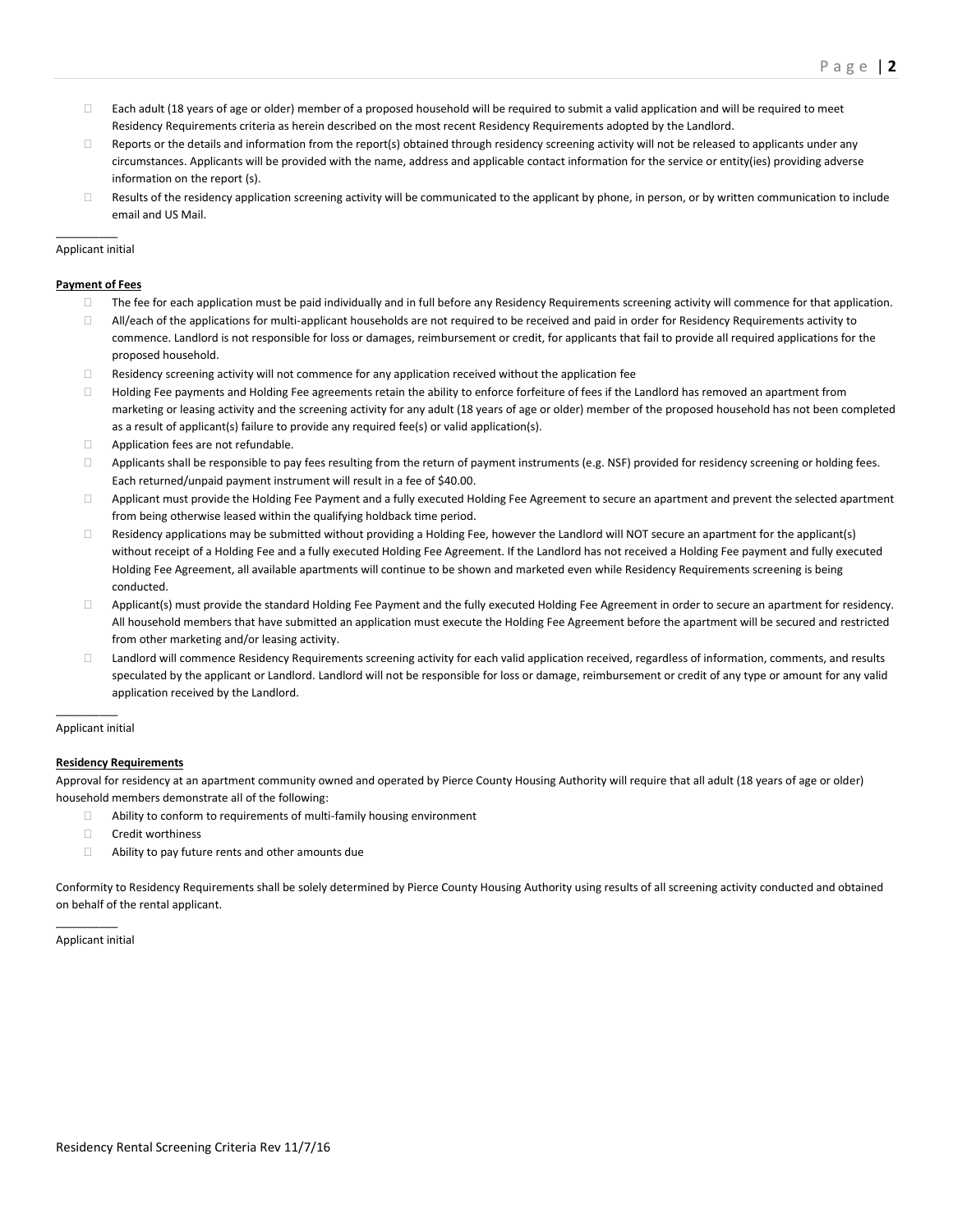- Each adult (18 years of age or older) member of a proposed household will be required to submit a valid application and will be required to meet Residency Requirements criteria as herein described on the most recent Residency Requirements adopted by the Landlord.
- Reports or the details and information from the report(s) obtained through residency screening activity will not be released to applicants under any circumstances. Applicants will be provided with the name, address and applicable contact information for the service or entity(ies) providing adverse information on the report (s).
- Results of the residency application screening activity will be communicated to the applicant by phone, in person, or by written communication to include email and US Mail.

__________
Applicant initial

**Payment of Fees**

- The fee for each application must be paid individually and in full before any Residency Requirements screening activity will commence for that application.
- All/each of the applications for multi-applicant households are not required to be received and paid in order for Residency Requirements activity to commence. Landlord is not responsible for loss or damages, reimbursement or credit, for applicants that fail to provide all required applications for the proposed household.
- Residency screening activity will not commence for any application received without the application fee
- Holding Fee payments and Holding Fee agreements retain the ability to enforce forfeiture of fees if the Landlord has removed an apartment from marketing or leasing activity and the screening activity for any adult (18 years of age or older) member of the proposed household has not been completed as a result of applicant(s) failure to provide any required fee(s) or valid application(s).
- Application fees are not refundable.
- Applicants shall be responsible to pay fees resulting from the return of payment instruments (e.g. NSF) provided for residency screening or holding fees. Each returned/unpaid payment instrument will result in a fee of $40.00.
- Applicant must provide the Holding Fee Payment and a fully executed Holding Fee Agreement to secure an apartment and prevent the selected apartment from being otherwise leased within the qualifying holdback time period.
- Residency applications may be submitted without providing a Holding Fee, however the Landlord will NOT secure an apartment for the applicant(s) without receipt of a Holding Fee and a fully executed Holding Fee Agreement. If the Landlord has not received a Holding Fee payment and fully executed Holding Fee Agreement, all available apartments will continue to be shown and marketed even while Residency Requirements screening is being conducted.
- Applicant(s) must provide the standard Holding Fee Payment and the fully executed Holding Fee Agreement in order to secure an apartment for residency. All household members that have submitted an application must execute the Holding Fee Agreement before the apartment will be secured and restricted from other marketing and/or leasing activity.
- Landlord will commence Residency Requirements screening activity for each valid application received, regardless of information, comments, and results speculated by the applicant or Landlord. Landlord will not be responsible for loss or damage, reimbursement or credit of any type or amount for any valid application received by the Landlord.

__________
Applicant initial

**Residency Requirements**

Approval for residency at an apartment community owned and operated by Pierce County Housing Authority will require that all adult (18 years of age or older) household members demonstrate all of the following:

- Ability to conform to requirements of multi-family housing environment
- Credit worthiness
- Ability to pay future rents and other amounts due

Conformity to Residency Requirements shall be solely determined by Pierce County Housing Authority using results of all screening activity conducted and obtained on behalf of the rental applicant.

__________
Applicant initial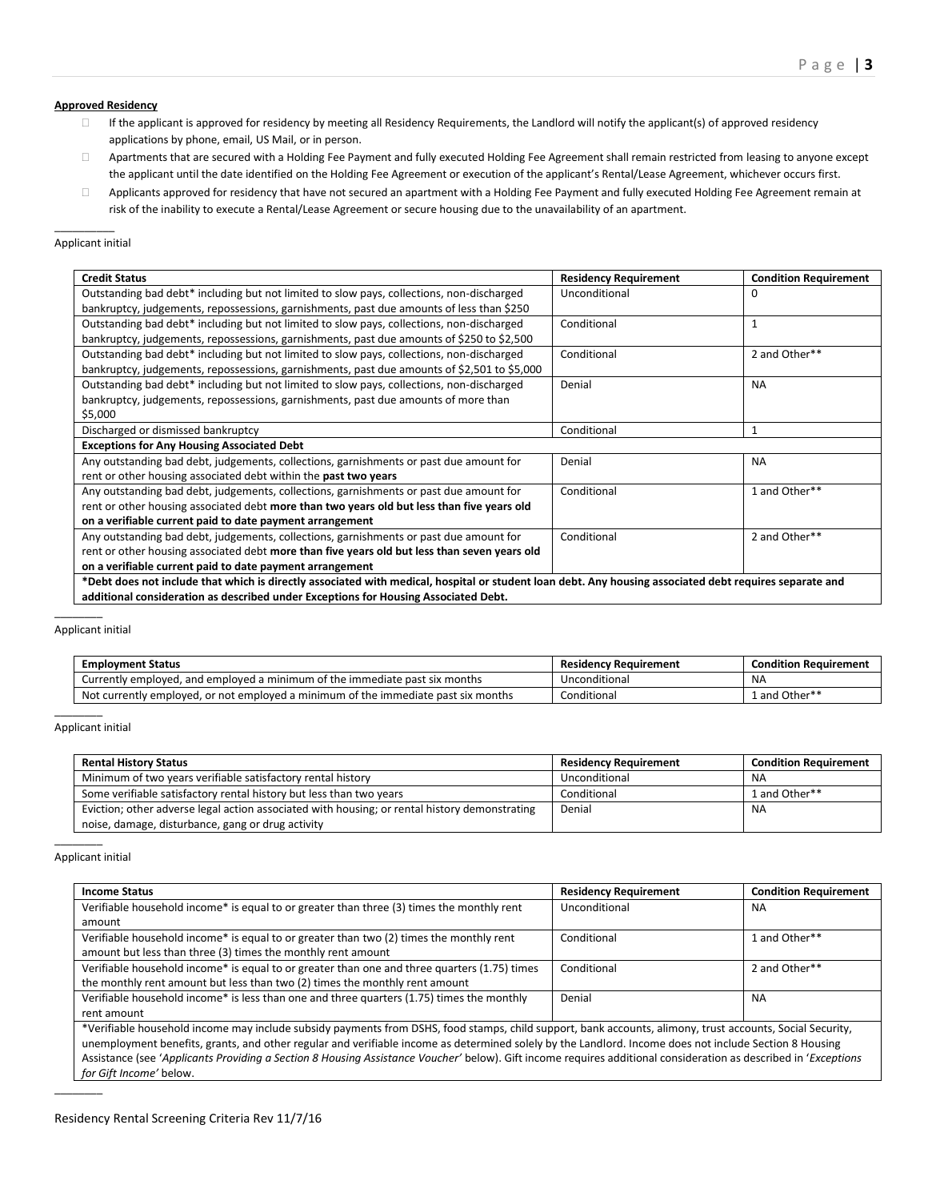**Approved Residency**

- If the applicant is approved for residency by meeting all Residency Requirements, the Landlord will notify the applicant(s) of approved residency applications by phone, email, US Mail, or in person.
- Apartments that are secured with a Holding Fee Payment and fully executed Holding Fee Agreement shall remain restricted from leasing to anyone except the applicant until the date identified on the Holding Fee Agreement or execution of the applicant's Rental/Lease Agreement, whichever occurs first.
- Applicants approved for residency that have not secured an apartment with a Holding Fee Payment and fully executed Holding Fee Agreement remain at risk of the inability to execute a Rental/Lease Agreement or secure housing due to the unavailability of an apartment.

__________
Applicant initial

| Credit Status | Residency Requirement | Condition Requirement |
|---|---|---|
| Outstanding bad debt* including but not limited to slow pays, collections, non-discharged bankruptcy, judgements, repossessions, garnishments, past due amounts of less than $250 | Unconditional | 0 |
| Outstanding bad debt* including but not limited to slow pays, collections, non-discharged bankruptcy, judgements, repossessions, garnishments, past due amounts of $250 to $2,500 | Conditional | 1 |
| Outstanding bad debt* including but not limited to slow pays, collections, non-discharged bankruptcy, judgements, repossessions, garnishments, past due amounts of $2,501 to $5,000 | Conditional | 2 and Other** |
| Outstanding bad debt* including but not limited to slow pays, collections, non-discharged bankruptcy, judgements, repossessions, garnishments, past due amounts of more than $5,000 | Denial | NA |
| Discharged or dismissed bankruptcy | Conditional | 1 |
| **Exceptions for Any Housing Associated Debt** | | |
| Any outstanding bad debt, judgements, collections, garnishments or past due amount for rent or other housing associated debt within the **past two years** | Denial | NA |
| Any outstanding bad debt, judgements, collections, garnishments or past due amount for rent or other housing associated debt **more than two years old but less than five years old on a verifiable current paid to date payment arrangement** | Conditional | 1 and Other** |
| Any outstanding bad debt, judgements, collections, garnishments or past due amount for rent or other housing associated debt **more than five years old but less than seven years old on a verifiable current paid to date payment arrangement** | Conditional | 2 and Other** |
| ***Debt does not include that which is directly associated with medical, hospital or student loan debt. Any housing associated debt requires separate and additional consideration as described under Exceptions for Housing Associated Debt.** | | |

________
Applicant initial

| Employment Status | Residency Requirement | Condition Requirement |
|---|---|---|
| Currently employed, and employed a minimum of the immediate past six months | Unconditional | NA |
| Not currently employed, or not employed a minimum of the immediate past six months | Conditional | 1 and Other** |

________
Applicant initial

| Rental History Status | Residency Requirement | Condition Requirement |
|---|---|---|
| Minimum of two years verifiable satisfactory rental history | Unconditional | NA |
| Some verifiable satisfactory rental history but less than two years | Conditional | 1 and Other** |
| Eviction; other adverse legal action associated with housing; or rental history demonstrating noise, damage, disturbance, gang or drug activity | Denial | NA |

________
Applicant initial

| Income Status | Residency Requirement | Condition Requirement |
|---|---|---|
| Verifiable household income* is equal to or greater than three (3) times the monthly rent amount | Unconditional | NA |
| Verifiable household income* is equal to or greater than two (2) times the monthly rent amount but less than three (3) times the monthly rent amount | Conditional | 1 and Other** |
| Verifiable household income* is equal to or greater than one and three quarters (1.75) times the monthly rent amount but less than two (2) times the monthly rent amount | Conditional | 2 and Other** |
| Verifiable household income* is less than one and three quarters (1.75) times the monthly rent amount | Denial | NA |
| *Verifiable household income may include subsidy payments from DSHS, food stamps, child support, bank accounts, alimony, trust accounts, Social Security, unemployment benefits, grants, and other regular and verifiable income as determined solely by the Landlord. Income does not include Section 8 Housing Assistance (see '*Applicants Providing a Section 8 Housing Assistance Voucher*' below). Gift income requires additional consideration as described in '*Exceptions for Gift Income*' below. | | |

________

Residency Rental Screening Criteria Rev 11/7/16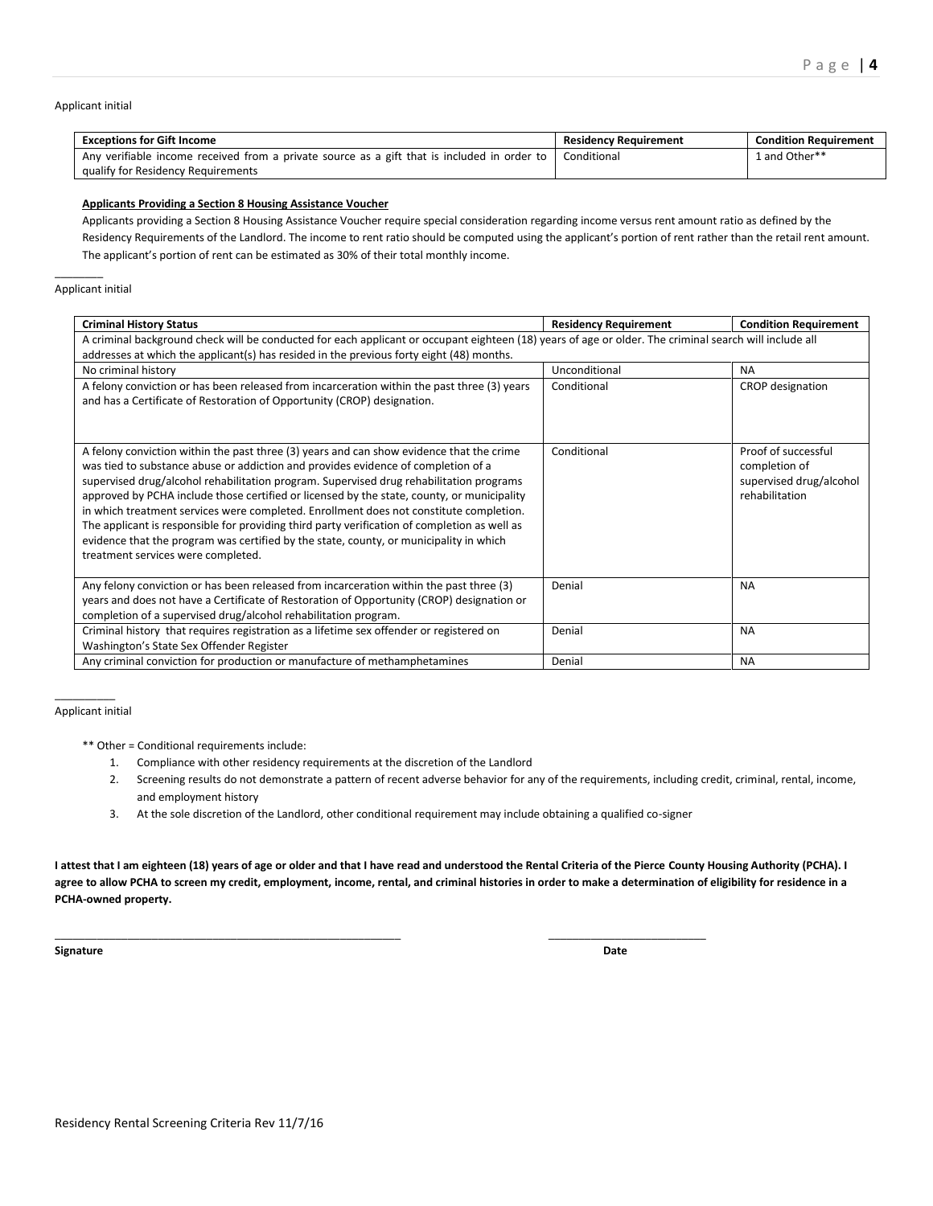Applicant initial

| Exceptions for Gift Income | Residency Requirement | Condition Requirement |
|---|---|---|
| Any verifiable income received from a private source as a gift that is included in order to qualify for Residency Requirements | Conditional | 1 and Other** |

**Applicants Providing a Section 8 Housing Assistance Voucher**

Applicants providing a Section 8 Housing Assistance Voucher require special consideration regarding income versus rent amount ratio as defined by the Residency Requirements of the Landlord. The income to rent ratio should be computed using the applicant's portion of rent rather than the retail rent amount. The applicant's portion of rent can be estimated as 30% of their total monthly income.

________
Applicant initial

| Criminal History Status | Residency Requirement | Condition Requirement |
|---|---|---|
| A criminal background check will be conducted for each applicant or occupant eighteen (18) years of age or older. The criminal search will include all addresses at which the applicant(s) has resided in the previous forty eight (48) months. | | |
| No criminal history | Unconditional | NA |
| A felony conviction or has been released from incarceration within the past three (3) years and has a Certificate of Restoration of Opportunity (CROP) designation. | Conditional | CROP designation |
| A felony conviction within the past three (3) years and can show evidence that the crime was tied to substance abuse or addiction and provides evidence of completion of a supervised drug/alcohol rehabilitation program. Supervised drug rehabilitation programs approved by PCHA include those certified or licensed by the state, county, or municipality in which treatment services were completed. Enrollment does not constitute completion. The applicant is responsible for providing third party verification of completion as well as evidence that the program was certified by the state, county, or municipality in which treatment services were completed. | Conditional | Proof of successful completion of supervised drug/alcohol rehabilitation |
| Any felony conviction or has been released from incarceration within the past three (3) years and does not have a Certificate of Restoration of Opportunity (CROP) designation or completion of a supervised drug/alcohol rehabilitation program. | Denial | NA |
| Criminal history that requires registration as a lifetime sex offender or registered on Washington's State Sex Offender Register | Denial | NA |
| Any criminal conviction for production or manufacture of methamphetamines | Denial | NA |

__________
Applicant initial

** Other = Conditional requirements include:

1. Compliance with other residency requirements at the discretion of the Landlord
2. Screening results do not demonstrate a pattern of recent adverse behavior for any of the requirements, including credit, criminal, rental, income, and employment history
3. At the sole discretion of the Landlord, other conditional requirement may include obtaining a qualified co-signer

**I attest that I am eighteen (18) years of age or older and that I have read and understood the Rental Criteria of the Pierce County Housing Authority (PCHA). I agree to allow PCHA to screen my credit, employment, income, rental, and criminal histories in order to make a determination of eligibility for residence in a PCHA-owned property.**

_______________________________________________ _________________________

**Signature** **Date**

Residency Rental Screening Criteria Rev 11/7/16